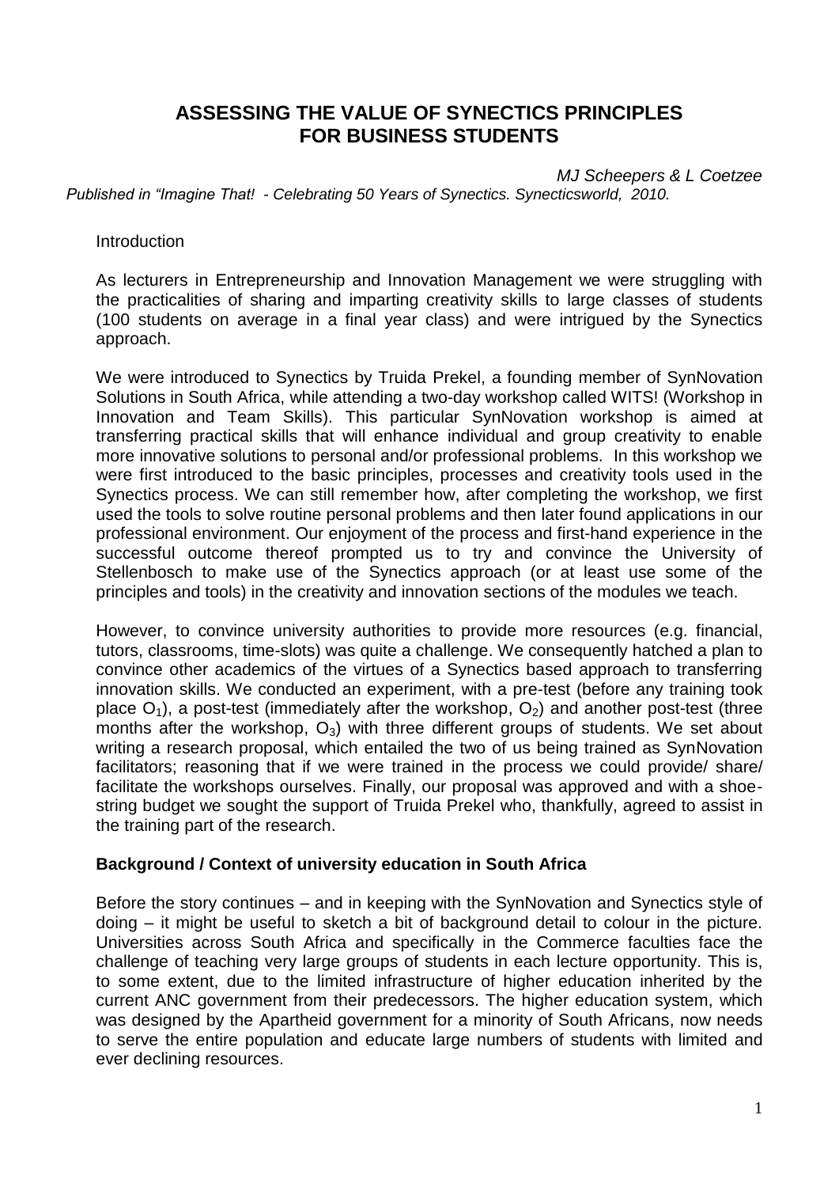# ASSESSING THE VALUE OF SYNECTICS PRINCIPLES FOR BUSINESS STUDENTS

*MJ Scheepers & L Coetzee*

*Published in "Imagine That! - Celebrating 50 Years of Synectics. Synecticsworld, 2010.*

Introduction

As lecturers in Entrepreneurship and Innovation Management we were struggling with the practicalities of sharing and imparting creativity skills to large classes of students (100 students on average in a final year class) and were intrigued by the Synectics approach.

We were introduced to Synectics by Truida Prekel, a founding member of SynNovation Solutions in South Africa, while attending a two-day workshop called WITS! (Workshop in Innovation and Team Skills). This particular SynNovation workshop is aimed at transferring practical skills that will enhance individual and group creativity to enable more innovative solutions to personal and/or professional problems. In this workshop we were first introduced to the basic principles, processes and creativity tools used in the Synectics process. We can still remember how, after completing the workshop, we first used the tools to solve routine personal problems and then later found applications in our professional environment. Our enjoyment of the process and first-hand experience in the successful outcome thereof prompted us to try and convince the University of Stellenbosch to make use of the Synectics approach (or at least use some of the principles and tools) in the creativity and innovation sections of the modules we teach.

However, to convince university authorities to provide more resources (e.g. financial, tutors, classrooms, time-slots) was quite a challenge. We consequently hatched a plan to convince other academics of the virtues of a Synectics based approach to transferring innovation skills. We conducted an experiment, with a pre-test (before any training took place $O_1$), a post-test (immediately after the workshop, $O_2$) and another post-test (three months after the workshop, $O_3$) with three different groups of students. We set about writing a research proposal, which entailed the two of us being trained as SynNovation facilitators; reasoning that if we were trained in the process we could provide/ share/ facilitate the workshops ourselves. Finally, our proposal was approved and with a shoe-string budget we sought the support of Truida Prekel who, thankfully, agreed to assist in the training part of the research.

**Background / Context of university education in South Africa**

Before the story continues – and in keeping with the SynNovation and Synectics style of doing – it might be useful to sketch a bit of background detail to colour in the picture. Universities across South Africa and specifically in the Commerce faculties face the challenge of teaching very large groups of students in each lecture opportunity. This is, to some extent, due to the limited infrastructure of higher education inherited by the current ANC government from their predecessors. The higher education system, which was designed by the Apartheid government for a minority of South Africans, now needs to serve the entire population and educate large numbers of students with limited and ever declining resources.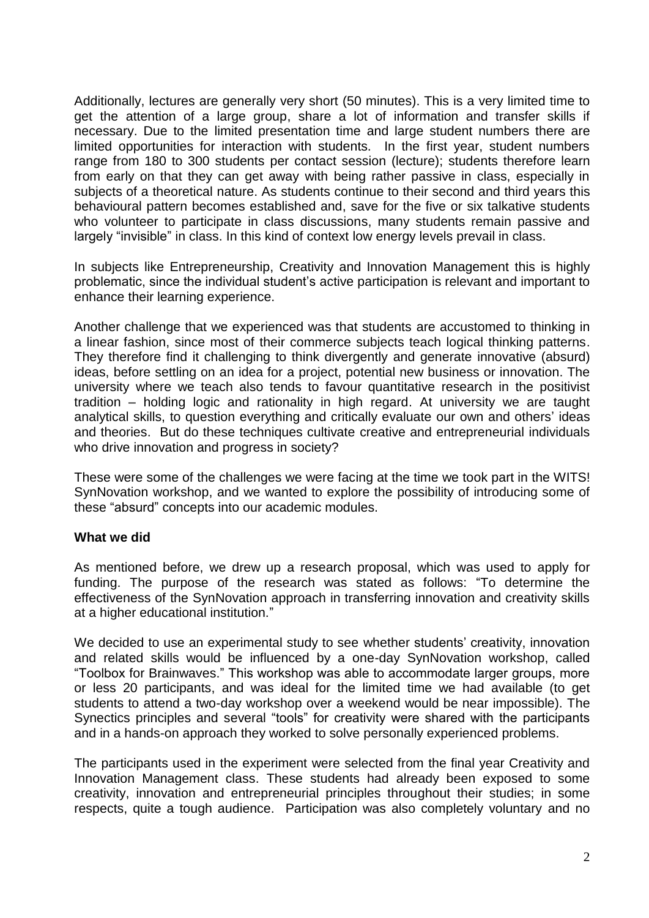Additionally, lectures are generally very short (50 minutes). This is a very limited time to get the attention of a large group, share a lot of information and transfer skills if necessary. Due to the limited presentation time and large student numbers there are limited opportunities for interaction with students. In the first year, student numbers range from 180 to 300 students per contact session (lecture); students therefore learn from early on that they can get away with being rather passive in class, especially in subjects of a theoretical nature. As students continue to their second and third years this behavioural pattern becomes established and, save for the five or six talkative students who volunteer to participate in class discussions, many students remain passive and largely "invisible" in class. In this kind of context low energy levels prevail in class.

In subjects like Entrepreneurship, Creativity and Innovation Management this is highly problematic, since the individual student's active participation is relevant and important to enhance their learning experience.

Another challenge that we experienced was that students are accustomed to thinking in a linear fashion, since most of their commerce subjects teach logical thinking patterns. They therefore find it challenging to think divergently and generate innovative (absurd) ideas, before settling on an idea for a project, potential new business or innovation. The university where we teach also tends to favour quantitative research in the positivist tradition – holding logic and rationality in high regard. At university we are taught analytical skills, to question everything and critically evaluate our own and others' ideas and theories. But do these techniques cultivate creative and entrepreneurial individuals who drive innovation and progress in society?

These were some of the challenges we were facing at the time we took part in the WITS! SynNovation workshop, and we wanted to explore the possibility of introducing some of these "absurd" concepts into our academic modules.

**What we did**

As mentioned before, we drew up a research proposal, which was used to apply for funding. The purpose of the research was stated as follows: "To determine the effectiveness of the SynNovation approach in transferring innovation and creativity skills at a higher educational institution."

We decided to use an experimental study to see whether students' creativity, innovation and related skills would be influenced by a one-day SynNovation workshop, called "Toolbox for Brainwaves." This workshop was able to accommodate larger groups, more or less 20 participants, and was ideal for the limited time we had available (to get students to attend a two-day workshop over a weekend would be near impossible). The Synectics principles and several "tools" for creativity were shared with the participants and in a hands-on approach they worked to solve personally experienced problems.

The participants used in the experiment were selected from the final year Creativity and Innovation Management class. These students had already been exposed to some creativity, innovation and entrepreneurial principles throughout their studies; in some respects, quite a tough audience. Participation was also completely voluntary and no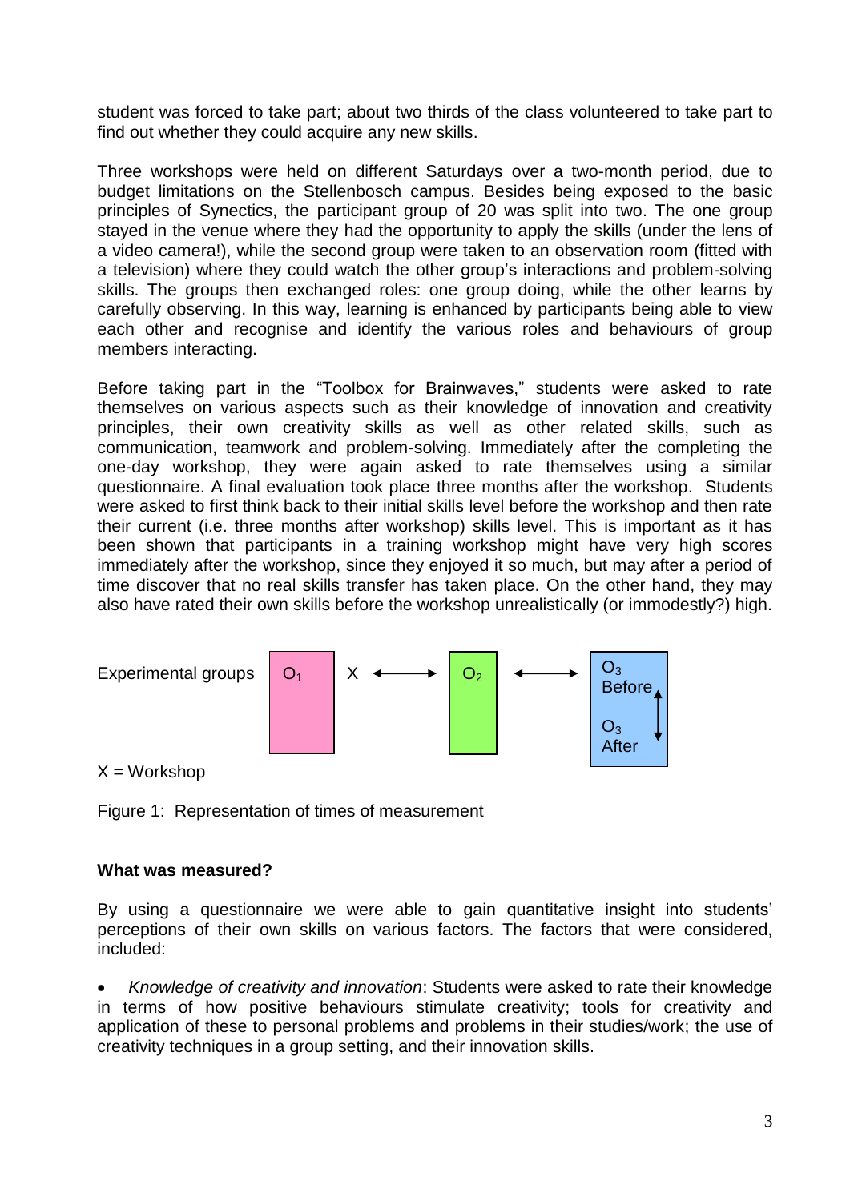student was forced to take part; about two thirds of the class volunteered to take part to find out whether they could acquire any new skills.

Three workshops were held on different Saturdays over a two-month period, due to budget limitations on the Stellenbosch campus. Besides being exposed to the basic principles of Synectics, the participant group of 20 was split into two. The one group stayed in the venue where they had the opportunity to apply the skills (under the lens of a video camera!), while the second group were taken to an observation room (fitted with a television) where they could watch the other group's interactions and problem-solving skills. The groups then exchanged roles: one group doing, while the other learns by carefully observing. In this way, learning is enhanced by participants being able to view each other and recognise and identify the various roles and behaviours of group members interacting.

Before taking part in the "Toolbox for Brainwaves," students were asked to rate themselves on various aspects such as their knowledge of innovation and creativity principles, their own creativity skills as well as other related skills, such as communication, teamwork and problem-solving. Immediately after the completing the one-day workshop, they were again asked to rate themselves using a similar questionnaire. A final evaluation took place three months after the workshop. Students were asked to first think back to their initial skills level before the workshop and then rate their current (i.e. three months after workshop) skills level. This is important as it has been shown that participants in a training workshop might have very high scores immediately after the workshop, since they enjoyed it so much, but may after a period of time discover that no real skills transfer has taken place. On the other hand, they may also have rated their own skills before the workshop unrealistically (or immodestly?) high.

Experimental groups $O_1$ X ⟷ $O_2$ ⟷ $O_3$ Before ↕ $O_3$ After

X = Workshop

Figure 1: Representation of times of measurement

**What was measured?**

By using a questionnaire we were able to gain quantitative insight into students' perceptions of their own skills on various factors. The factors that were considered, included:

- *Knowledge of creativity and innovation*: Students were asked to rate their knowledge in terms of how positive behaviours stimulate creativity; tools for creativity and application of these to personal problems and problems in their studies/work; the use of creativity techniques in a group setting, and their innovation skills.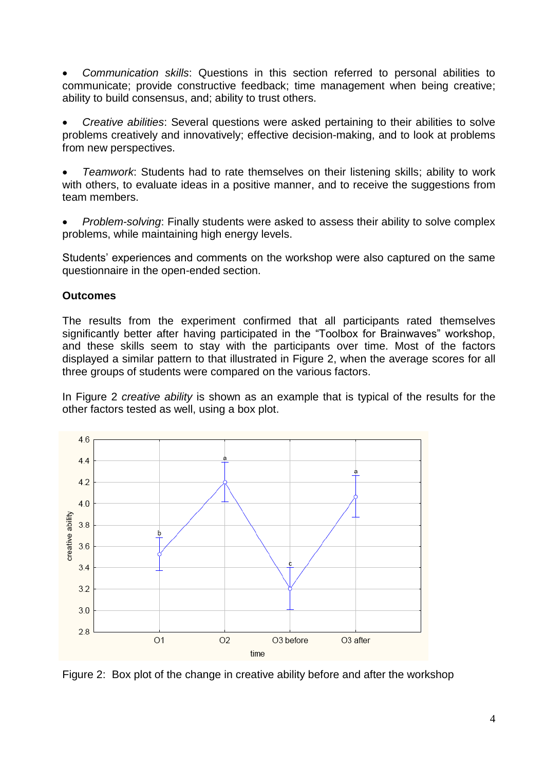- *Communication skills*: Questions in this section referred to personal abilities to communicate; provide constructive feedback; time management when being creative; ability to build consensus, and; ability to trust others.

- *Creative abilities*: Several questions were asked pertaining to their abilities to solve problems creatively and innovatively; effective decision-making, and to look at problems from new perspectives.

- *Teamwork*: Students had to rate themselves on their listening skills; ability to work with others, to evaluate ideas in a positive manner, and to receive the suggestions from team members.

- *Problem-solving*: Finally students were asked to assess their ability to solve complex problems, while maintaining high energy levels.

Students' experiences and comments on the workshop were also captured on the same questionnaire in the open-ended section.

**Outcomes**

The results from the experiment confirmed that all participants rated themselves significantly better after having participated in the "Toolbox for Brainwaves" workshop, and these skills seem to stay with the participants over time. Most of the factors displayed a similar pattern to that illustrated in Figure 2, when the average scores for all three groups of students were compared on the various factors.

In Figure 2 *creative ability* is shown as an example that is typical of the results for the other factors tested as well, using a box plot.

Figure 2: Box plot of the change in creative ability before and after the workshop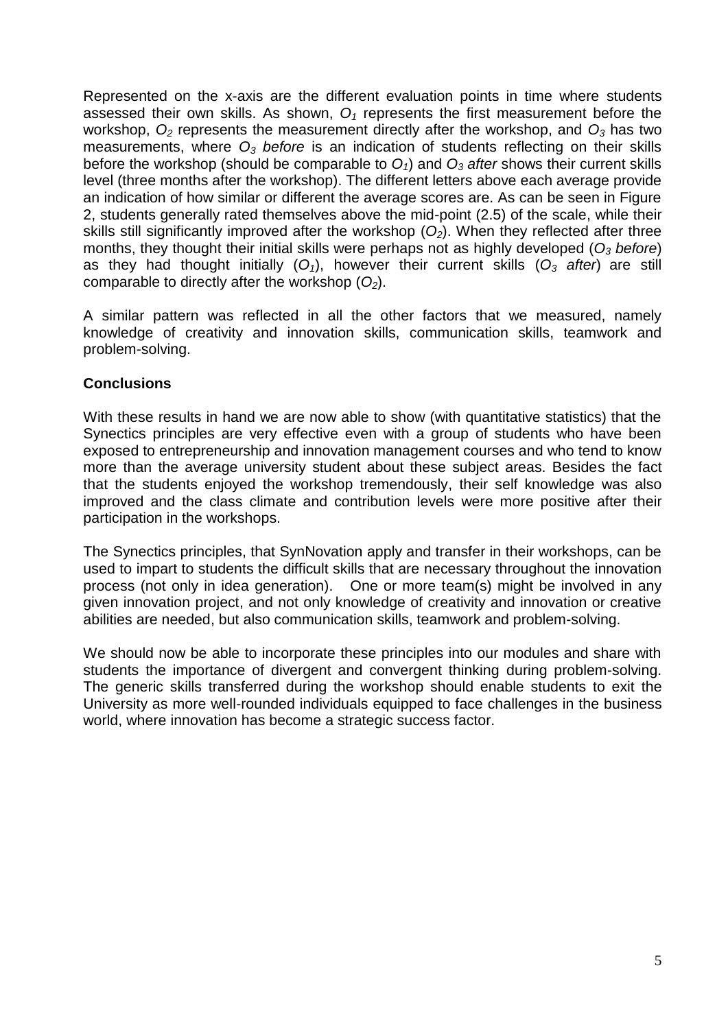Represented on the x-axis are the different evaluation points in time where students assessed their own skills. As shown, $O_1$ represents the first measurement before the workshop, $O_2$ represents the measurement directly after the workshop, and $O_3$ has two measurements, where $O_3$ *before* is an indication of students reflecting on their skills before the workshop (should be comparable to $O_1$) and $O_3$ *after* shows their current skills level (three months after the workshop). The different letters above each average provide an indication of how similar or different the average scores are. As can be seen in Figure 2, students generally rated themselves above the mid-point (2.5) of the scale, while their skills still significantly improved after the workshop ($O_2$). When they reflected after three months, they thought their initial skills were perhaps not as highly developed ($O_3$ *before*) as they had thought initially ($O_1$), however their current skills ($O_3$ *after*) are still comparable to directly after the workshop ($O_2$).

A similar pattern was reflected in all the other factors that we measured, namely knowledge of creativity and innovation skills, communication skills, teamwork and problem-solving.

**Conclusions**

With these results in hand we are now able to show (with quantitative statistics) that the Synectics principles are very effective even with a group of students who have been exposed to entrepreneurship and innovation management courses and who tend to know more than the average university student about these subject areas. Besides the fact that the students enjoyed the workshop tremendously, their self knowledge was also improved and the class climate and contribution levels were more positive after their participation in the workshops.

The Synectics principles, that SynNovation apply and transfer in their workshops, can be used to impart to students the difficult skills that are necessary throughout the innovation process (not only in idea generation). One or more team(s) might be involved in any given innovation project, and not only knowledge of creativity and innovation or creative abilities are needed, but also communication skills, teamwork and problem-solving.

We should now be able to incorporate these principles into our modules and share with students the importance of divergent and convergent thinking during problem-solving. The generic skills transferred during the workshop should enable students to exit the University as more well-rounded individuals equipped to face challenges in the business world, where innovation has become a strategic success factor.